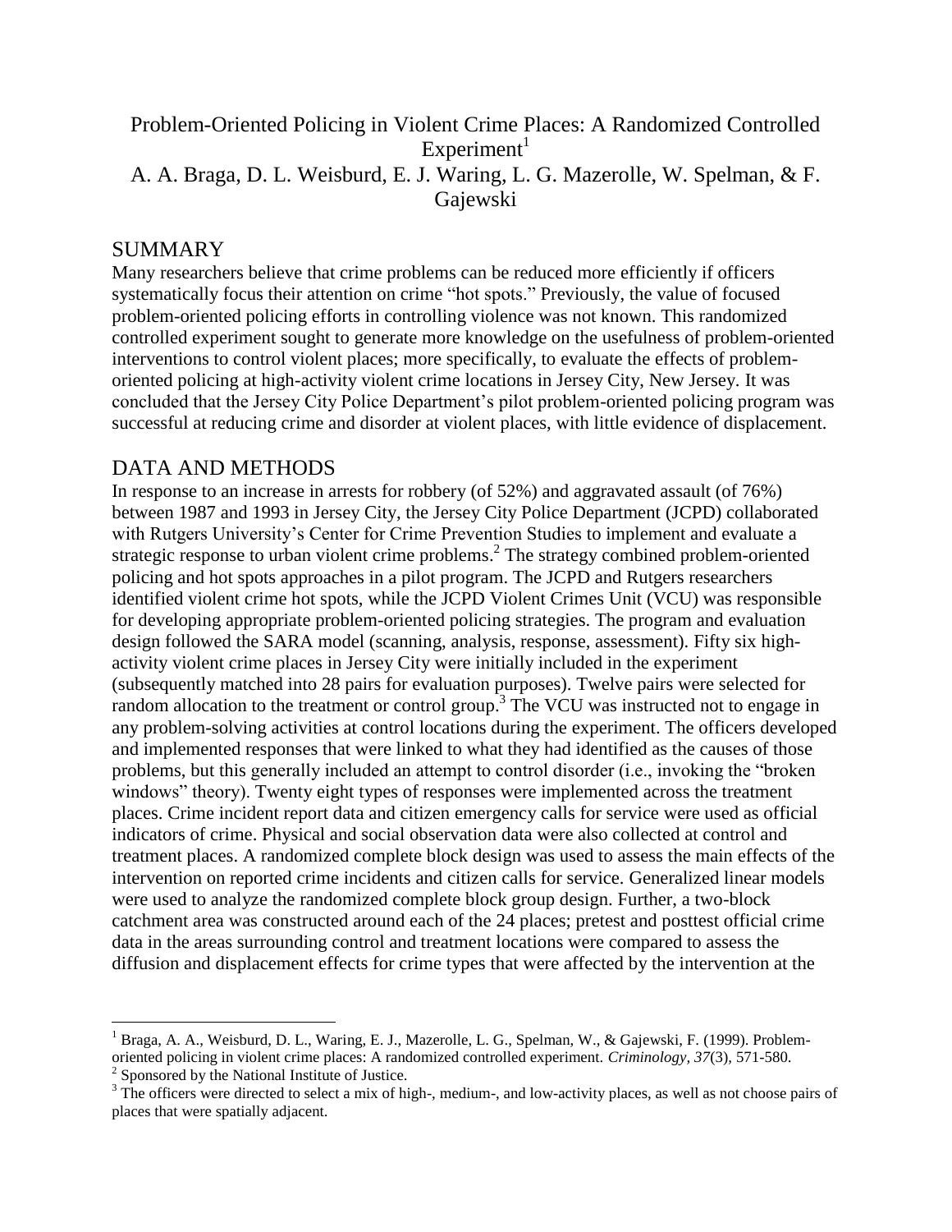# Problem-Oriented Policing in Violent Crime Places: A Randomized Controlled Experiment[1]

A. A. Braga, D. L. Weisburd, E. J. Waring, L. G. Mazerolle, W. Spelman, & F. Gajewski

## SUMMARY

Many researchers believe that crime problems can be reduced more efficiently if officers systematically focus their attention on crime "hot spots." Previously, the value of focused problem-oriented policing efforts in controlling violence was not known. This randomized controlled experiment sought to generate more knowledge on the usefulness of problem-oriented interventions to control violent places; more specifically, to evaluate the effects of problem-oriented policing at high-activity violent crime locations in Jersey City, New Jersey. It was concluded that the Jersey City Police Department's pilot problem-oriented policing program was successful at reducing crime and disorder at violent places, with little evidence of displacement.

## DATA AND METHODS

In response to an increase in arrests for robbery (of 52%) and aggravated assault (of 76%) between 1987 and 1993 in Jersey City, the Jersey City Police Department (JCPD) collaborated with Rutgers University's Center for Crime Prevention Studies to implement and evaluate a strategic response to urban violent crime problems.[2] The strategy combined problem-oriented policing and hot spots approaches in a pilot program. The JCPD and Rutgers researchers identified violent crime hot spots, while the JCPD Violent Crimes Unit (VCU) was responsible for developing appropriate problem-oriented policing strategies. The program and evaluation design followed the SARA model (scanning, analysis, response, assessment). Fifty six high-activity violent crime places in Jersey City were initially included in the experiment (subsequently matched into 28 pairs for evaluation purposes). Twelve pairs were selected for random allocation to the treatment or control group.[3] The VCU was instructed not to engage in any problem-solving activities at control locations during the experiment. The officers developed and implemented responses that were linked to what they had identified as the causes of those problems, but this generally included an attempt to control disorder (i.e., invoking the "broken windows" theory). Twenty eight types of responses were implemented across the treatment places. Crime incident report data and citizen emergency calls for service were used as official indicators of crime. Physical and social observation data were also collected at control and treatment places. A randomized complete block design was used to assess the main effects of the intervention on reported crime incidents and citizen calls for service. Generalized linear models were used to analyze the randomized complete block group design. Further, a two-block catchment area was constructed around each of the 24 places; pretest and posttest official crime data in the areas surrounding control and treatment locations were compared to assess the diffusion and displacement effects for crime types that were affected by the intervention at the

---

[1] Braga, A. A., Weisburd, D. L., Waring, E. J., Mazerolle, L. G., Spelman, W., & Gajewski, F. (1999). Problem-oriented policing in violent crime places: A randomized controlled experiment. *Criminology, 37*(3), 571-580.

[2] Sponsored by the National Institute of Justice.

[3] The officers were directed to select a mix of high-, medium-, and low-activity places, as well as not choose pairs of places that were spatially adjacent.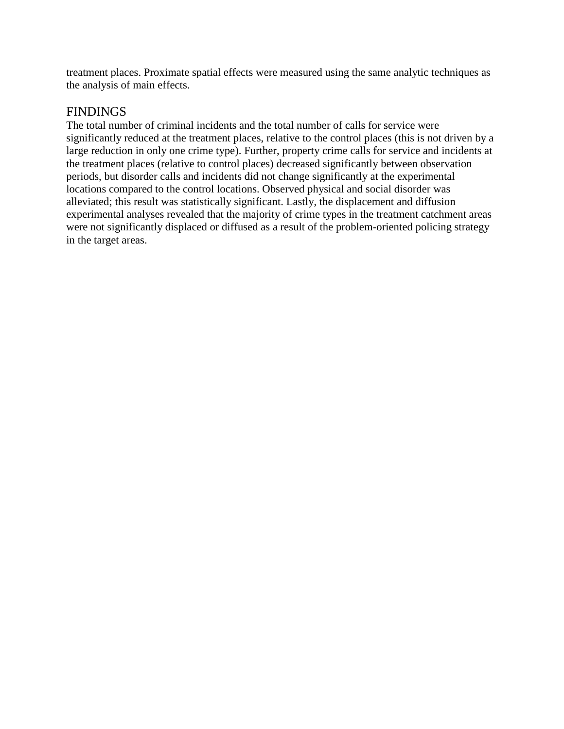treatment places. Proximate spatial effects were measured using the same analytic techniques as the analysis of main effects.

## FINDINGS

The total number of criminal incidents and the total number of calls for service were significantly reduced at the treatment places, relative to the control places (this is not driven by a large reduction in only one crime type). Further, property crime calls for service and incidents at the treatment places (relative to control places) decreased significantly between observation periods, but disorder calls and incidents did not change significantly at the experimental locations compared to the control locations. Observed physical and social disorder was alleviated; this result was statistically significant. Lastly, the displacement and diffusion experimental analyses revealed that the majority of crime types in the treatment catchment areas were not significantly displaced or diffused as a result of the problem-oriented policing strategy in the target areas.